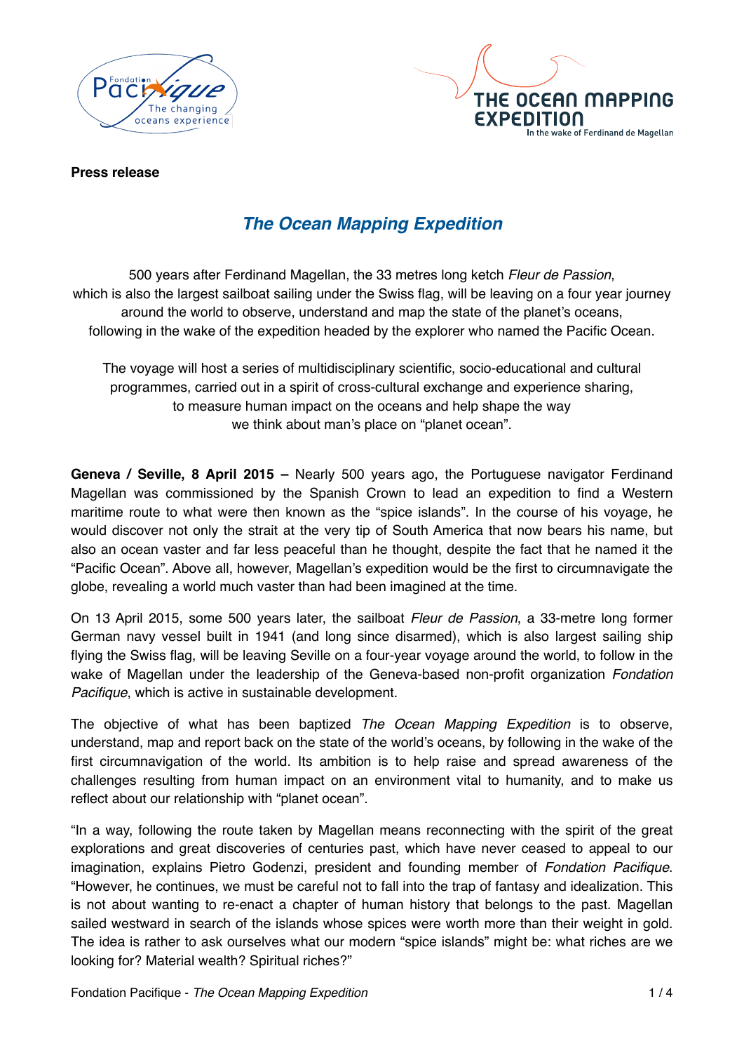**Press release**

# *The Ocean Mapping Expedition*

500 years after Ferdinand Magellan, the 33 metres long ketch *Fleur de Passion*, which is also the largest sailboat sailing under the Swiss flag, will be leaving on a four year journey around the world to observe, understand and map the state of the planet's oceans, following in the wake of the expedition headed by the explorer who named the Pacific Ocean.

The voyage will host a series of multidisciplinary scientific, socio-educational and cultural programmes, carried out in a spirit of cross-cultural exchange and experience sharing, to measure human impact on the oceans and help shape the way we think about man's place on "planet ocean".

**Geneva / Seville, 8 April 2015 –** Nearly 500 years ago, the Portuguese navigator Ferdinand Magellan was commissioned by the Spanish Crown to lead an expedition to find a Western maritime route to what were then known as the "spice islands". In the course of his voyage, he would discover not only the strait at the very tip of South America that now bears his name, but also an ocean vaster and far less peaceful than he thought, despite the fact that he named it the "Pacific Ocean". Above all, however, Magellan's expedition would be the first to circumnavigate the globe, revealing a world much vaster than had been imagined at the time.

On 13 April 2015, some 500 years later, the sailboat *Fleur de Passion*, a 33-metre long former German navy vessel built in 1941 (and long since disarmed), which is also largest sailing ship flying the Swiss flag, will be leaving Seville on a four-year voyage around the world, to follow in the wake of Magellan under the leadership of the Geneva-based non-profit organization *Fondation Pacifique*, which is active in sustainable development.

The objective of what has been baptized *The Ocean Mapping Expedition* is to observe, understand, map and report back on the state of the world's oceans, by following in the wake of the first circumnavigation of the world. Its ambition is to help raise and spread awareness of the challenges resulting from human impact on an environment vital to humanity, and to make us reflect about our relationship with "planet ocean".

"In a way, following the route taken by Magellan means reconnecting with the spirit of the great explorations and great discoveries of centuries past, which have never ceased to appeal to our imagination, explains Pietro Godenzi, president and founding member of *Fondation Pacifique*. "However, he continues, we must be careful not to fall into the trap of fantasy and idealization. This is not about wanting to re-enact a chapter of human history that belongs to the past. Magellan sailed westward in search of the islands whose spices were worth more than their weight in gold. The idea is rather to ask ourselves what our modern "spice islands" might be: what riches are we looking for? Material wealth? Spiritual riches?"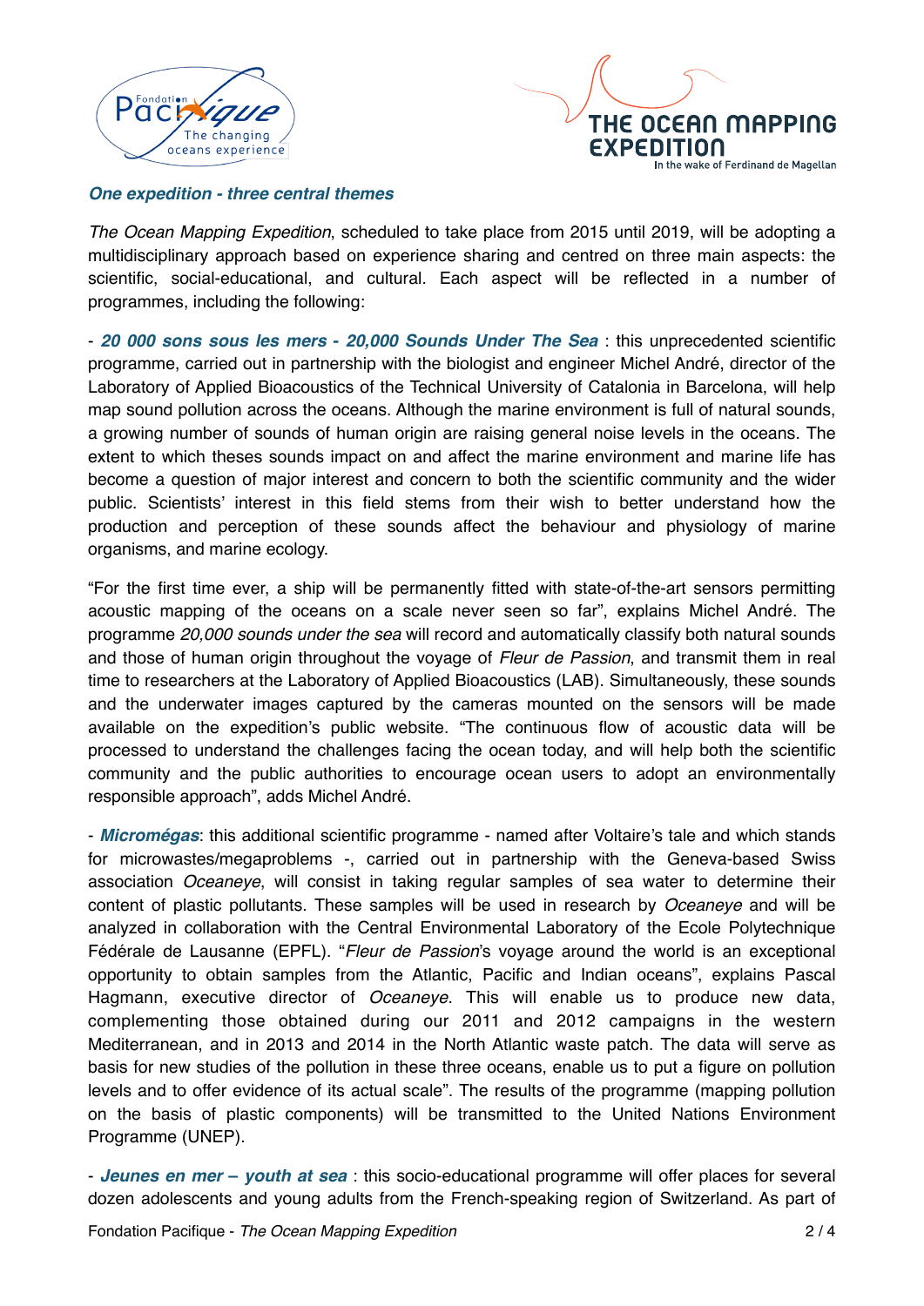### *One expedition - three central themes*

*The Ocean Mapping Expedition*, scheduled to take place from 2015 until 2019, will be adopting a multidisciplinary approach based on experience sharing and centred on three main aspects: the scientific, social-educational, and cultural. Each aspect will be reflected in a number of programmes, including the following:

- ***20 000 sons sous les mers - 20,000 Sounds Under The Sea*** : this unprecedented scientific programme, carried out in partnership with the biologist and engineer Michel André, director of the Laboratory of Applied Bioacoustics of the Technical University of Catalonia in Barcelona, will help map sound pollution across the oceans. Although the marine environment is full of natural sounds, a growing number of sounds of human origin are raising general noise levels in the oceans. The extent to which theses sounds impact on and affect the marine environment and marine life has become a question of major interest and concern to both the scientific community and the wider public. Scientists' interest in this field stems from their wish to better understand how the production and perception of these sounds affect the behaviour and physiology of marine organisms, and marine ecology.

"For the first time ever, a ship will be permanently fitted with state-of-the-art sensors permitting acoustic mapping of the oceans on a scale never seen so far", explains Michel André. The programme *20,000 sounds under the sea* will record and automatically classify both natural sounds and those of human origin throughout the voyage of *Fleur de Passion*, and transmit them in real time to researchers at the Laboratory of Applied Bioacoustics (LAB). Simultaneously, these sounds and the underwater images captured by the cameras mounted on the sensors will be made available on the expedition's public website. "The continuous flow of acoustic data will be processed to understand the challenges facing the ocean today, and will help both the scientific community and the public authorities to encourage ocean users to adopt an environmentally responsible approach", adds Michel André.

- ***Micromégas***: this additional scientific programme - named after Voltaire's tale and which stands for microwastes/megaproblems -, carried out in partnership with the Geneva-based Swiss association *Oceaneye*, will consist in taking regular samples of sea water to determine their content of plastic pollutants. These samples will be used in research by *Oceaneye* and will be analyzed in collaboration with the Central Environmental Laboratory of the Ecole Polytechnique Fédérale de Lausanne (EPFL). "*Fleur de Passion*'s voyage around the world is an exceptional opportunity to obtain samples from the Atlantic, Pacific and Indian oceans", explains Pascal Hagmann, executive director of *Oceaneye*. This will enable us to produce new data, complementing those obtained during our 2011 and 2012 campaigns in the western Mediterranean, and in 2013 and 2014 in the North Atlantic waste patch. The data will serve as basis for new studies of the pollution in these three oceans, enable us to put a figure on pollution levels and to offer evidence of its actual scale". The results of the programme (mapping pollution on the basis of plastic components) will be transmitted to the United Nations Environment Programme (UNEP).

- ***Jeunes en mer – youth at sea*** : this socio-educational programme will offer places for several dozen adolescents and young adults from the French-speaking region of Switzerland. As part of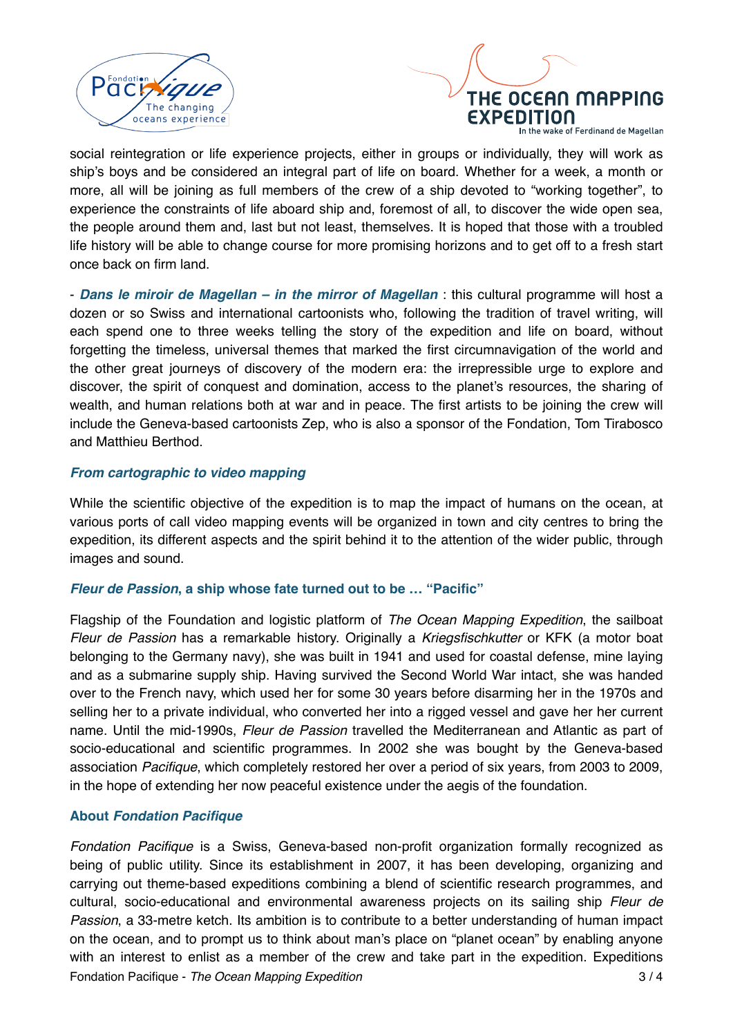social reintegration or life experience projects, either in groups or individually, they will work as ship's boys and be considered an integral part of life on board. Whether for a week, a month or more, all will be joining as full members of the crew of a ship devoted to "working together", to experience the constraints of life aboard ship and, foremost of all, to discover the wide open sea, the people around them and, last but not least, themselves. It is hoped that those with a troubled life history will be able to change course for more promising horizons and to get off to a fresh start once back on firm land.

- ***Dans le miroir de Magellan – in the mirror of Magellan*** : this cultural programme will host a dozen or so Swiss and international cartoonists who, following the tradition of travel writing, will each spend one to three weeks telling the story of the expedition and life on board, without forgetting the timeless, universal themes that marked the first circumnavigation of the world and the other great journeys of discovery of the modern era: the irrepressible urge to explore and discover, the spirit of conquest and domination, access to the planet's resources, the sharing of wealth, and human relations both at war and in peace. The first artists to be joining the crew will include the Geneva-based cartoonists Zep, who is also a sponsor of the Fondation, Tom Tirabosco and Matthieu Berthod.

### *From cartographic to video mapping*

While the scientific objective of the expedition is to map the impact of humans on the ocean, at various ports of call video mapping events will be organized in town and city centres to bring the expedition, its different aspects and the spirit behind it to the attention of the wider public, through images and sound.

### *Fleur de Passion*, a ship whose fate turned out to be … "Pacific"

Flagship of the Foundation and logistic platform of *The Ocean Mapping Expedition*, the sailboat *Fleur de Passion* has a remarkable history. Originally a *Kriegsfischkutter* or KFK (a motor boat belonging to the Germany navy), she was built in 1941 and used for coastal defense, mine laying and as a submarine supply ship. Having survived the Second World War intact, she was handed over to the French navy, which used her for some 30 years before disarming her in the 1970s and selling her to a private individual, who converted her into a rigged vessel and gave her her current name. Until the mid-1990s, *Fleur de Passion* travelled the Mediterranean and Atlantic as part of socio-educational and scientific programmes. In 2002 she was bought by the Geneva-based association *Pacifique*, which completely restored her over a period of six years, from 2003 to 2009, in the hope of extending her now peaceful existence under the aegis of the foundation.

### About *Fondation Pacifique*

*Fondation Pacifique* is a Swiss, Geneva-based non-profit organization formally recognized as being of public utility. Since its establishment in 2007, it has been developing, organizing and carrying out theme-based expeditions combining a blend of scientific research programmes, and cultural, socio-educational and environmental awareness projects on its sailing ship *Fleur de Passion*, a 33-metre ketch. Its ambition is to contribute to a better understanding of human impact on the ocean, and to prompt us to think about man's place on "planet ocean" by enabling anyone with an interest to enlist as a member of the crew and take part in the expedition. Expeditions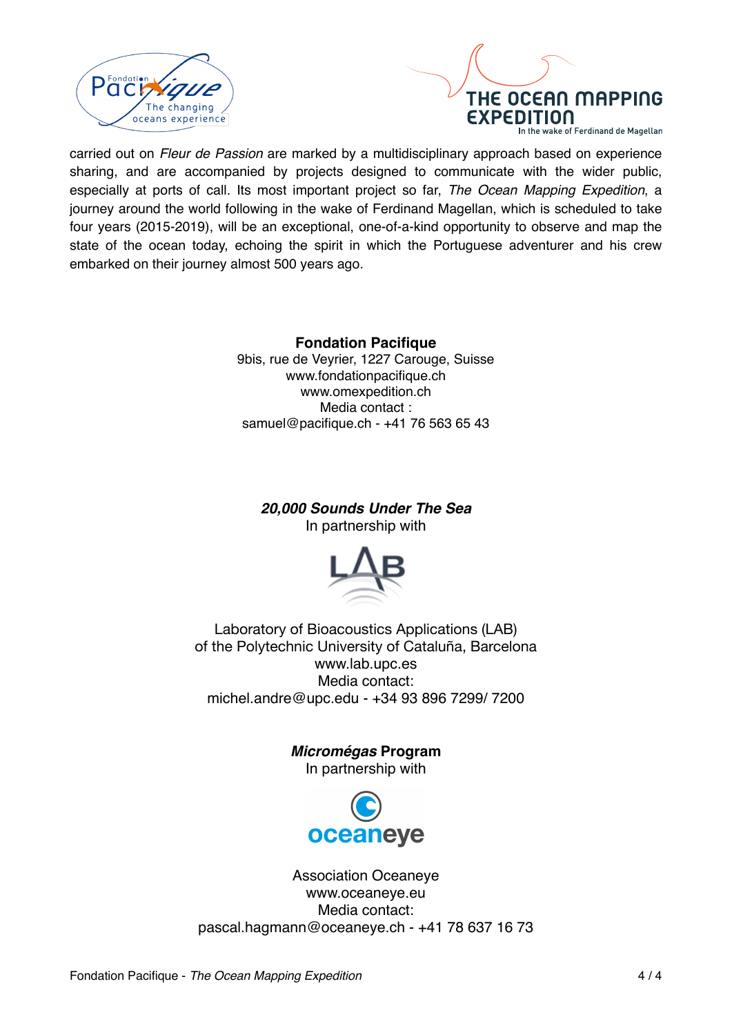carried out on *Fleur de Passion* are marked by a multidisciplinary approach based on experience sharing, and are accompanied by projects designed to communicate with the wider public, especially at ports of call. Its most important project so far, *The Ocean Mapping Expedition*, a journey around the world following in the wake of Ferdinand Magellan, which is scheduled to take four years (2015-2019), will be an exceptional, one-of-a-kind opportunity to observe and map the state of the ocean today, echoing the spirit in which the Portuguese adventurer and his crew embarked on their journey almost 500 years ago.

**Fondation Pacifique**
9bis, rue de Veyrier, 1227 Carouge, Suisse
www.fondationpacifique.ch
www.omexpedition.ch
Media contact :
samuel@pacifique.ch - +41 76 563 65 43

***20,000 Sounds Under The Sea***
In partnership with

Laboratory of Bioacoustics Applications (LAB)
of the Polytechnic University of Cataluña, Barcelona
www.lab.upc.es
Media contact:
michel.andre@upc.edu - +34 93 896 7299/ 7200

***Micromégas* Program**
In partnership with

Association Oceaneye
www.oceaneye.eu
Media contact:
pascal.hagmann@oceaneye.ch - +41 78 637 16 73